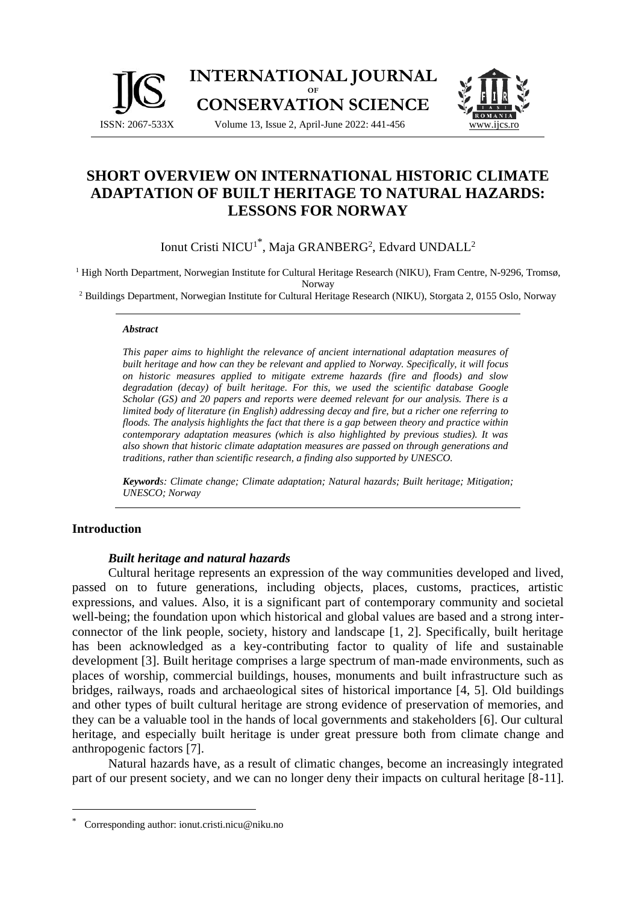# SHORT OVERVIEW ON INTERNATIONAL HISTORIC CLIMATE ADAPTATION OF BUILT HERITAGE TO NATURAL HAZARDS: LESSONS FOR NORWAY

Ionut Cristi NICU[1*], Maja GRANBERG[2], Edvard UNDALL[2]

[1] High North Department, Norwegian Institute for Cultural Heritage Research (NIKU), Fram Centre, N-9296, Tromsø, Norway

[2] Buildings Department, Norwegian Institute for Cultural Heritage Research (NIKU), Storgata 2, 0155 Oslo, Norway

***Abstract***

*This paper aims to highlight the relevance of ancient international adaptation measures of built heritage and how can they be relevant and applied to Norway. Specifically, it will focus on historic measures applied to mitigate extreme hazards (fire and floods) and slow degradation (decay) of built heritage. For this, we used the scientific database Google Scholar (GS) and 20 papers and reports were deemed relevant for our analysis. There is a limited body of literature (in English) addressing decay and fire, but a richer one referring to floods. The analysis highlights the fact that there is a gap between theory and practice within contemporary adaptation measures (which is also highlighted by previous studies). It was also shown that historic climate adaptation measures are passed on through generations and traditions, rather than scientific research, a finding also supported by UNESCO.*

***Keywords**: Climate change; Climate adaptation; Natural hazards; Built heritage; Mitigation; UNESCO; Norway*

## Introduction

### *Built heritage and natural hazards*

Cultural heritage represents an expression of the way communities developed and lived, passed on to future generations, including objects, places, customs, practices, artistic expressions, and values. Also, it is a significant part of contemporary community and societal well-being; the foundation upon which historical and global values are based and a strong inter-connector of the link people, society, history and landscape [1, 2]. Specifically, built heritage has been acknowledged as a key-contributing factor to quality of life and sustainable development [3]. Built heritage comprises a large spectrum of man-made environments, such as places of worship, commercial buildings, houses, monuments and built infrastructure such as bridges, railways, roads and archaeological sites of historical importance [4, 5]. Old buildings and other types of built cultural heritage are strong evidence of preservation of memories, and they can be a valuable tool in the hands of local governments and stakeholders [6]. Our cultural heritage, and especially built heritage is under great pressure both from climate change and anthropogenic factors [7].

Natural hazards have, as a result of climatic changes, become an increasingly integrated part of our present society, and we can no longer deny their impacts on cultural heritage [8-11].

---

[*] Corresponding author: ionut.cristi.nicu@niku.no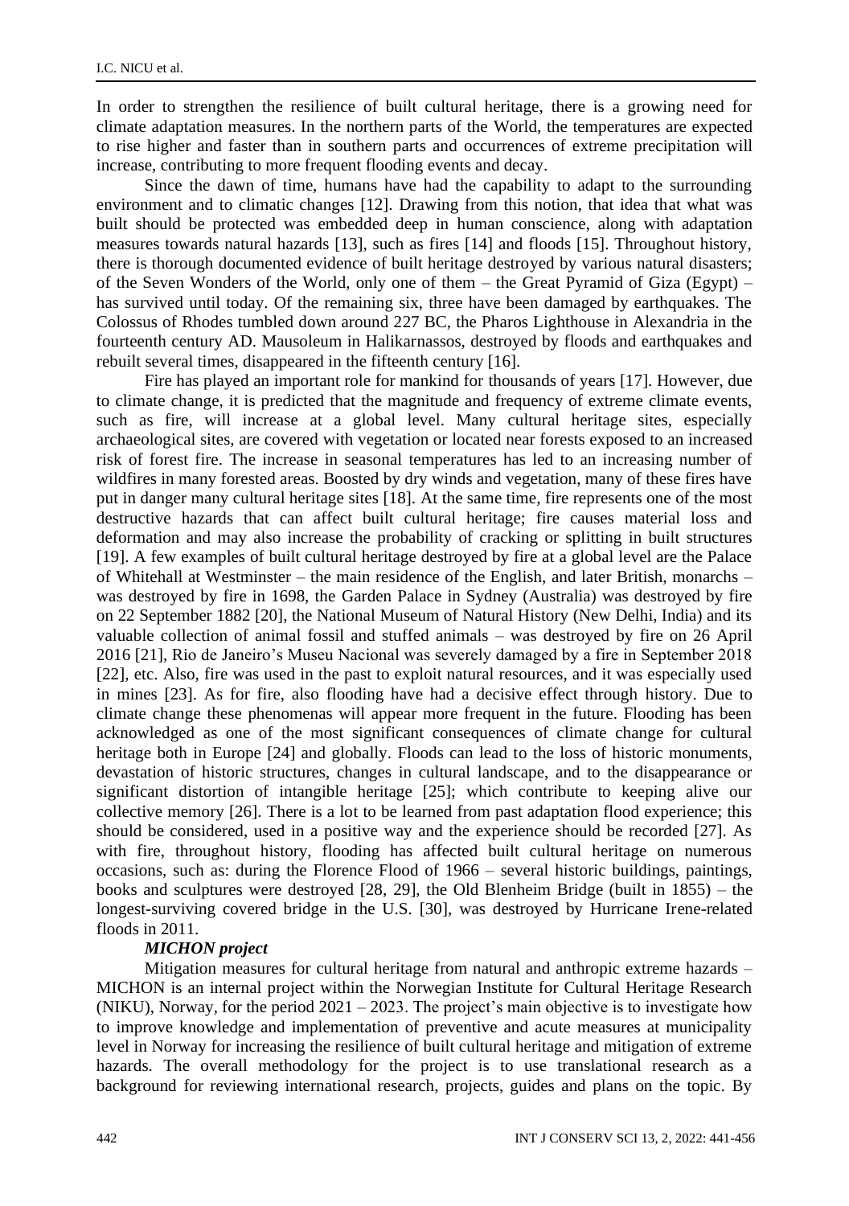In order to strengthen the resilience of built cultural heritage, there is a growing need for climate adaptation measures. In the northern parts of the World, the temperatures are expected to rise higher and faster than in southern parts and occurrences of extreme precipitation will increase, contributing to more frequent flooding events and decay.

Since the dawn of time, humans have had the capability to adapt to the surrounding environment and to climatic changes [12]. Drawing from this notion, that idea that what was built should be protected was embedded deep in human conscience, along with adaptation measures towards natural hazards [13], such as fires [14] and floods [15]. Throughout history, there is thorough documented evidence of built heritage destroyed by various natural disasters; of the Seven Wonders of the World, only one of them – the Great Pyramid of Giza (Egypt) – has survived until today. Of the remaining six, three have been damaged by earthquakes. The Colossus of Rhodes tumbled down around 227 BC, the Pharos Lighthouse in Alexandria in the fourteenth century AD. Mausoleum in Halikarnassos, destroyed by floods and earthquakes and rebuilt several times, disappeared in the fifteenth century [16].

Fire has played an important role for mankind for thousands of years [17]. However, due to climate change, it is predicted that the magnitude and frequency of extreme climate events, such as fire, will increase at a global level. Many cultural heritage sites, especially archaeological sites, are covered with vegetation or located near forests exposed to an increased risk of forest fire. The increase in seasonal temperatures has led to an increasing number of wildfires in many forested areas. Boosted by dry winds and vegetation, many of these fires have put in danger many cultural heritage sites [18]. At the same time, fire represents one of the most destructive hazards that can affect built cultural heritage; fire causes material loss and deformation and may also increase the probability of cracking or splitting in built structures [19]. A few examples of built cultural heritage destroyed by fire at a global level are the Palace of Whitehall at Westminster – the main residence of the English, and later British, monarchs – was destroyed by fire in 1698, the Garden Palace in Sydney (Australia) was destroyed by fire on 22 September 1882 [20], the National Museum of Natural History (New Delhi, India) and its valuable collection of animal fossil and stuffed animals – was destroyed by fire on 26 April 2016 [21], Rio de Janeiro's Museu Nacional was severely damaged by a fire in September 2018 [22], etc. Also, fire was used in the past to exploit natural resources, and it was especially used in mines [23]. As for fire, also flooding have had a decisive effect through history. Due to climate change these phenomenas will appear more frequent in the future. Flooding has been acknowledged as one of the most significant consequences of climate change for cultural heritage both in Europe [24] and globally. Floods can lead to the loss of historic monuments, devastation of historic structures, changes in cultural landscape, and to the disappearance or significant distortion of intangible heritage [25]; which contribute to keeping alive our collective memory [26]. There is a lot to be learned from past adaptation flood experience; this should be considered, used in a positive way and the experience should be recorded [27]. As with fire, throughout history, flooding has affected built cultural heritage on numerous occasions, such as: during the Florence Flood of 1966 – several historic buildings, paintings, books and sculptures were destroyed [28, 29], the Old Blenheim Bridge (built in 1855) – the longest-surviving covered bridge in the U.S. [30], was destroyed by Hurricane Irene-related floods in 2011.

***MICHON project***

Mitigation measures for cultural heritage from natural and anthropic extreme hazards – MICHON is an internal project within the Norwegian Institute for Cultural Heritage Research (NIKU), Norway, for the period 2021 – 2023. The project's main objective is to investigate how to improve knowledge and implementation of preventive and acute measures at municipality level in Norway for increasing the resilience of built cultural heritage and mitigation of extreme hazards. The overall methodology for the project is to use translational research as a background for reviewing international research, projects, guides and plans on the topic. By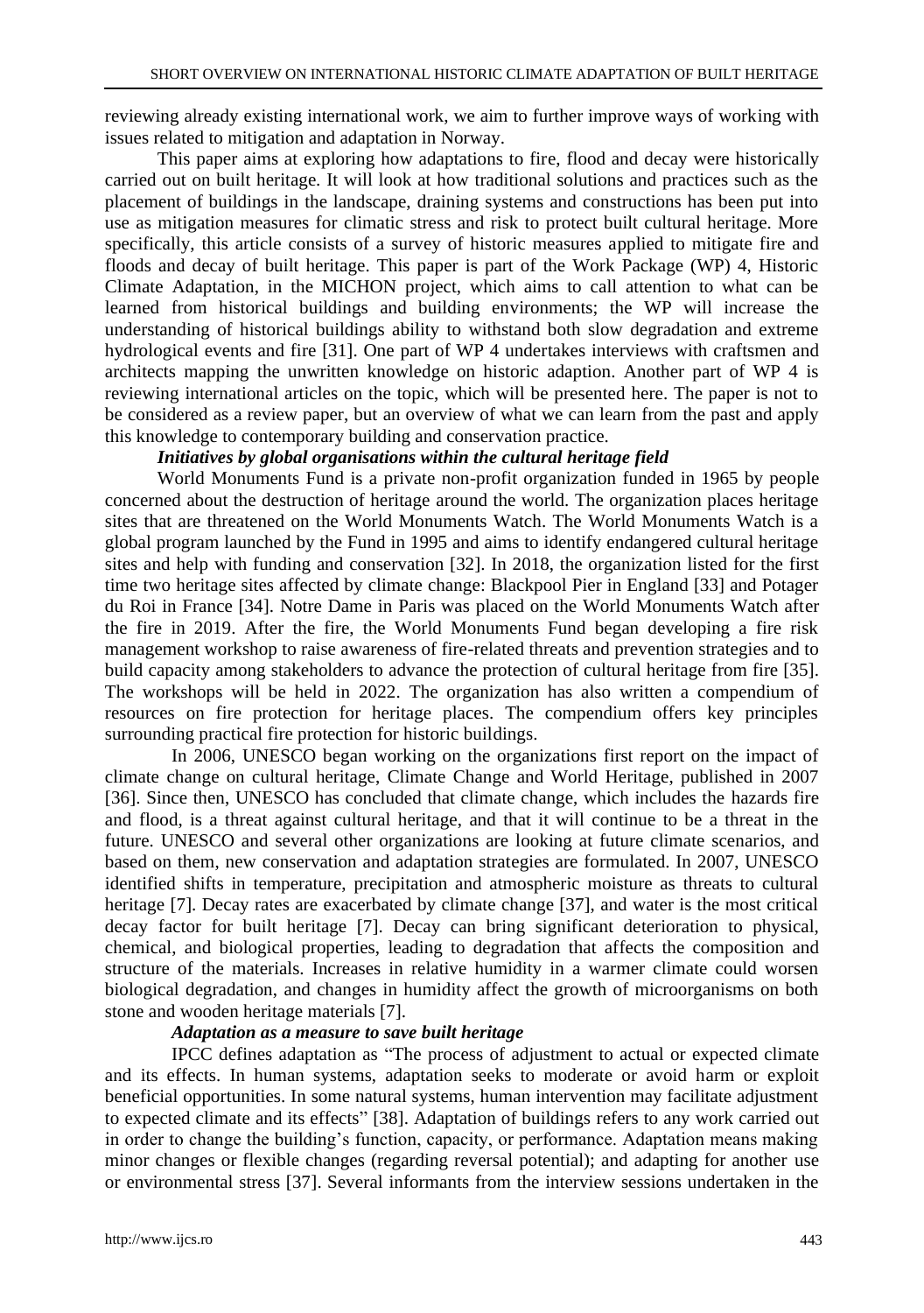reviewing already existing international work, we aim to further improve ways of working with issues related to mitigation and adaptation in Norway.

This paper aims at exploring how adaptations to fire, flood and decay were historically carried out on built heritage. It will look at how traditional solutions and practices such as the placement of buildings in the landscape, draining systems and constructions has been put into use as mitigation measures for climatic stress and risk to protect built cultural heritage. More specifically, this article consists of a survey of historic measures applied to mitigate fire and floods and decay of built heritage. This paper is part of the Work Package (WP) 4, Historic Climate Adaptation, in the MICHON project, which aims to call attention to what can be learned from historical buildings and building environments; the WP will increase the understanding of historical buildings ability to withstand both slow degradation and extreme hydrological events and fire [31]. One part of WP 4 undertakes interviews with craftsmen and architects mapping the unwritten knowledge on historic adaption. Another part of WP 4 is reviewing international articles on the topic, which will be presented here. The paper is not to be considered as a review paper, but an overview of what we can learn from the past and apply this knowledge to contemporary building and conservation practice.

### *Initiatives by global organisations within the cultural heritage field*

World Monuments Fund is a private non-profit organization funded in 1965 by people concerned about the destruction of heritage around the world. The organization places heritage sites that are threatened on the World Monuments Watch. The World Monuments Watch is a global program launched by the Fund in 1995 and aims to identify endangered cultural heritage sites and help with funding and conservation [32]. In 2018, the organization listed for the first time two heritage sites affected by climate change: Blackpool Pier in England [33] and Potager du Roi in France [34]. Notre Dame in Paris was placed on the World Monuments Watch after the fire in 2019. After the fire, the World Monuments Fund began developing a fire risk management workshop to raise awareness of fire-related threats and prevention strategies and to build capacity among stakeholders to advance the protection of cultural heritage from fire [35]. The workshops will be held in 2022. The organization has also written a compendium of resources on fire protection for heritage places. The compendium offers key principles surrounding practical fire protection for historic buildings.

In 2006, UNESCO began working on the organizations first report on the impact of climate change on cultural heritage, Climate Change and World Heritage, published in 2007 [36]. Since then, UNESCO has concluded that climate change, which includes the hazards fire and flood, is a threat against cultural heritage, and that it will continue to be a threat in the future. UNESCO and several other organizations are looking at future climate scenarios, and based on them, new conservation and adaptation strategies are formulated. In 2007, UNESCO identified shifts in temperature, precipitation and atmospheric moisture as threats to cultural heritage [7]. Decay rates are exacerbated by climate change [37], and water is the most critical decay factor for built heritage [7]. Decay can bring significant deterioration to physical, chemical, and biological properties, leading to degradation that affects the composition and structure of the materials. Increases in relative humidity in a warmer climate could worsen biological degradation, and changes in humidity affect the growth of microorganisms on both stone and wooden heritage materials [7].

### *Adaptation as a measure to save built heritage*

IPCC defines adaptation as "The process of adjustment to actual or expected climate and its effects. In human systems, adaptation seeks to moderate or avoid harm or exploit beneficial opportunities. In some natural systems, human intervention may facilitate adjustment to expected climate and its effects" [38]. Adaptation of buildings refers to any work carried out in order to change the building's function, capacity, or performance. Adaptation means making minor changes or flexible changes (regarding reversal potential); and adapting for another use or environmental stress [37]. Several informants from the interview sessions undertaken in the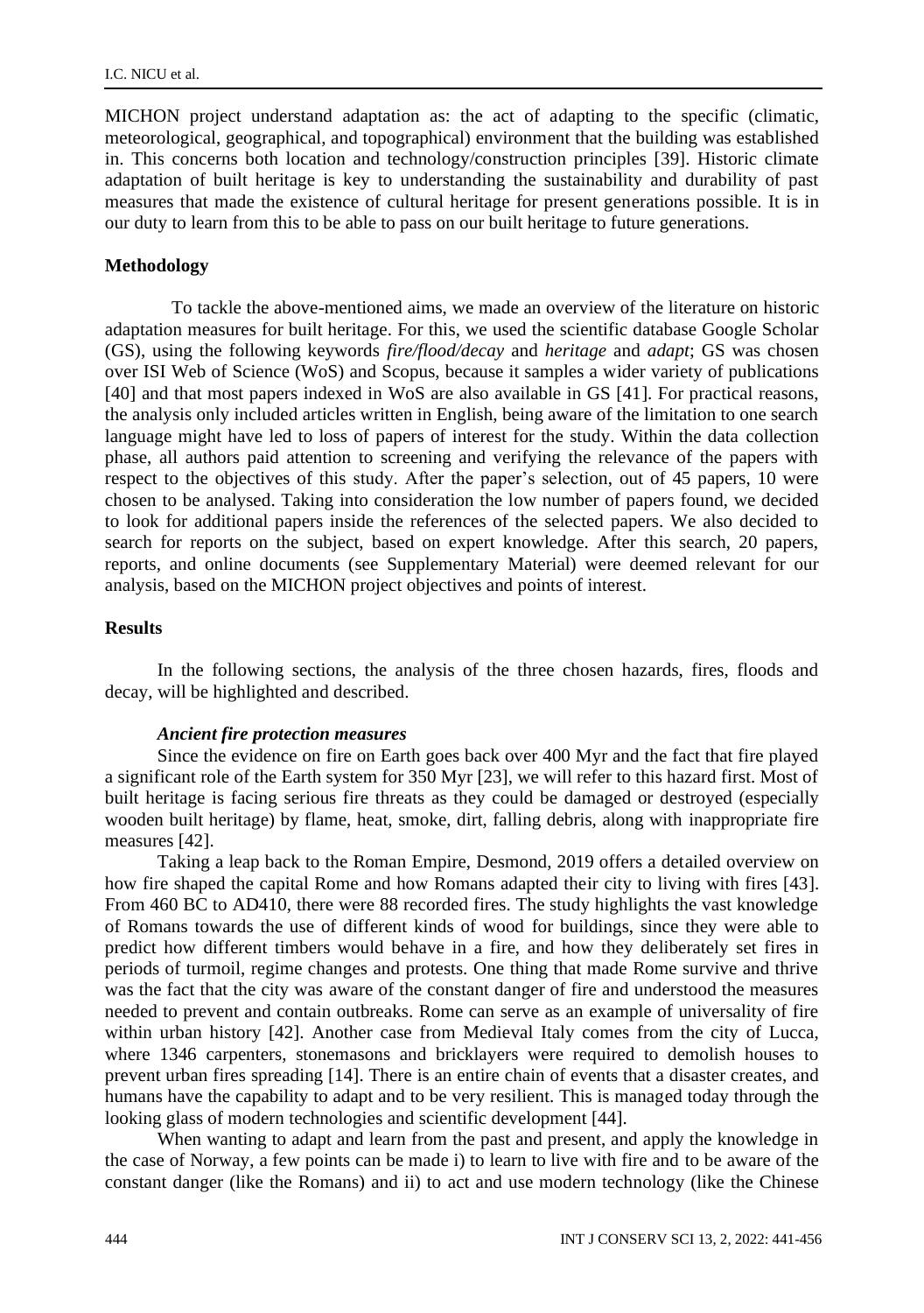MICHON project understand adaptation as: the act of adapting to the specific (climatic, meteorological, geographical, and topographical) environment that the building was established in. This concerns both location and technology/construction principles [39]. Historic climate adaptation of built heritage is key to understanding the sustainability and durability of past measures that made the existence of cultural heritage for present generations possible. It is in our duty to learn from this to be able to pass on our built heritage to future generations.

## Methodology

To tackle the above-mentioned aims, we made an overview of the literature on historic adaptation measures for built heritage. For this, we used the scientific database Google Scholar (GS), using the following keywords *fire/flood/decay* and *heritage* and *adapt*; GS was chosen over ISI Web of Science (WoS) and Scopus, because it samples a wider variety of publications [40] and that most papers indexed in WoS are also available in GS [41]. For practical reasons, the analysis only included articles written in English, being aware of the limitation to one search language might have led to loss of papers of interest for the study. Within the data collection phase, all authors paid attention to screening and verifying the relevance of the papers with respect to the objectives of this study. After the paper's selection, out of 45 papers, 10 were chosen to be analysed. Taking into consideration the low number of papers found, we decided to look for additional papers inside the references of the selected papers. We also decided to search for reports on the subject, based on expert knowledge. After this search, 20 papers, reports, and online documents (see Supplementary Material) were deemed relevant for our analysis, based on the MICHON project objectives and points of interest.

## Results

In the following sections, the analysis of the three chosen hazards, fires, floods and decay, will be highlighted and described.

### *Ancient fire protection measures*

Since the evidence on fire on Earth goes back over 400 Myr and the fact that fire played a significant role of the Earth system for 350 Myr [23], we will refer to this hazard first. Most of built heritage is facing serious fire threats as they could be damaged or destroyed (especially wooden built heritage) by flame, heat, smoke, dirt, falling debris, along with inappropriate fire measures [42].

Taking a leap back to the Roman Empire, Desmond, 2019 offers a detailed overview on how fire shaped the capital Rome and how Romans adapted their city to living with fires [43]. From 460 BC to AD410, there were 88 recorded fires. The study highlights the vast knowledge of Romans towards the use of different kinds of wood for buildings, since they were able to predict how different timbers would behave in a fire, and how they deliberately set fires in periods of turmoil, regime changes and protests. One thing that made Rome survive and thrive was the fact that the city was aware of the constant danger of fire and understood the measures needed to prevent and contain outbreaks. Rome can serve as an example of universality of fire within urban history [42]. Another case from Medieval Italy comes from the city of Lucca, where 1346 carpenters, stonemasons and bricklayers were required to demolish houses to prevent urban fires spreading [14]. There is an entire chain of events that a disaster creates, and humans have the capability to adapt and to be very resilient. This is managed today through the looking glass of modern technologies and scientific development [44].

When wanting to adapt and learn from the past and present, and apply the knowledge in the case of Norway, a few points can be made i) to learn to live with fire and to be aware of the constant danger (like the Romans) and ii) to act and use modern technology (like the Chinese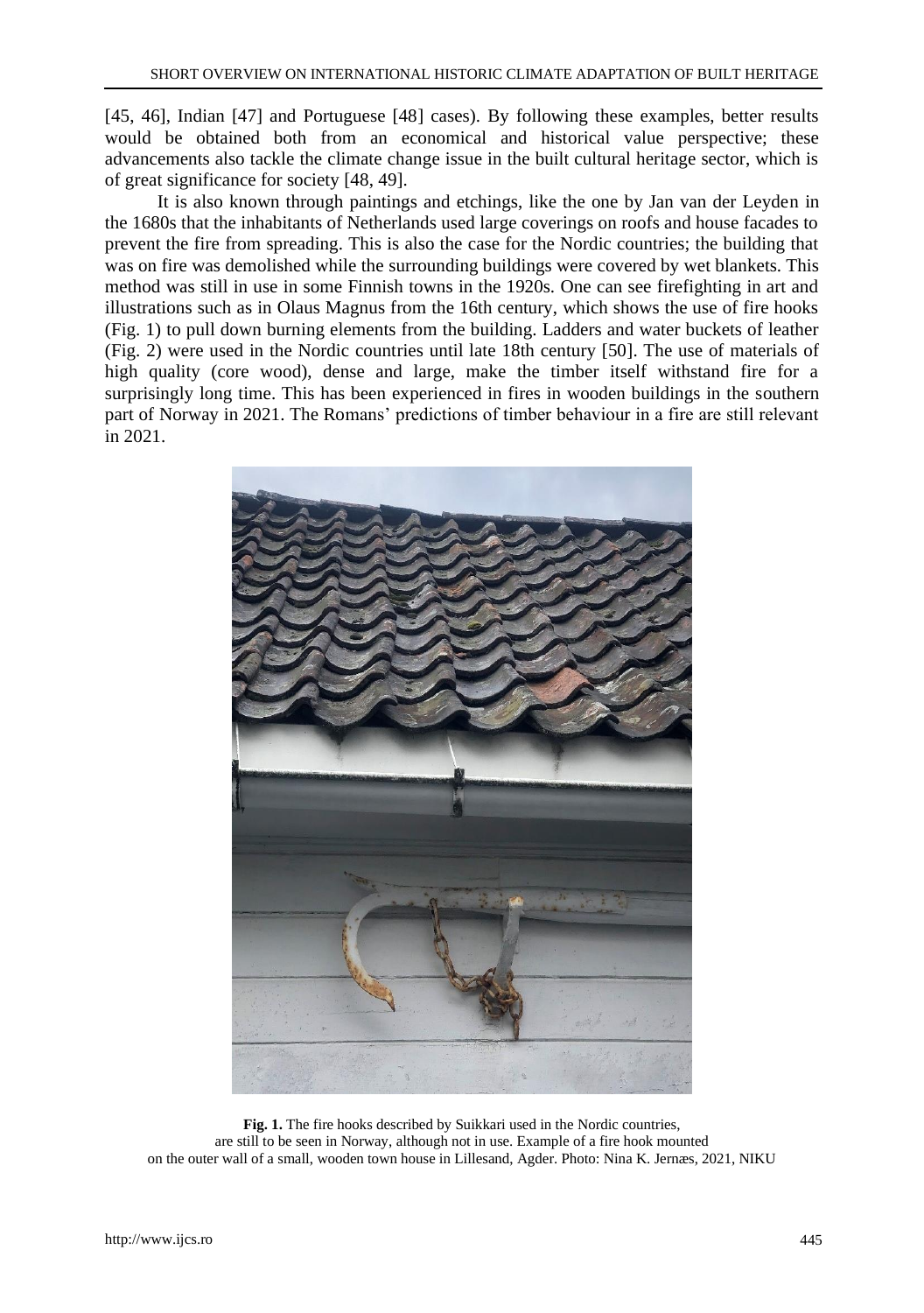[45, 46], Indian [47] and Portuguese [48] cases). By following these examples, better results would be obtained both from an economical and historical value perspective; these advancements also tackle the climate change issue in the built cultural heritage sector, which is of great significance for society [48, 49].

It is also known through paintings and etchings, like the one by Jan van der Leyden in the 1680s that the inhabitants of Netherlands used large coverings on roofs and house facades to prevent the fire from spreading. This is also the case for the Nordic countries; the building that was on fire was demolished while the surrounding buildings were covered by wet blankets. This method was still in use in some Finnish towns in the 1920s. One can see firefighting in art and illustrations such as in Olaus Magnus from the 16th century, which shows the use of fire hooks (Fig. 1) to pull down burning elements from the building. Ladders and water buckets of leather (Fig. 2) were used in the Nordic countries until late 18th century [50]. The use of materials of high quality (core wood), dense and large, make the timber itself withstand fire for a surprisingly long time. This has been experienced in fires in wooden buildings in the southern part of Norway in 2021. The Romans' predictions of timber behaviour in a fire are still relevant in 2021.

**Fig. 1.** The fire hooks described by Suikkari used in the Nordic countries, are still to be seen in Norway, although not in use. Example of a fire hook mounted on the outer wall of a small, wooden town house in Lillesand, Agder. Photo: Nina K. Jernæs, 2021, NIKU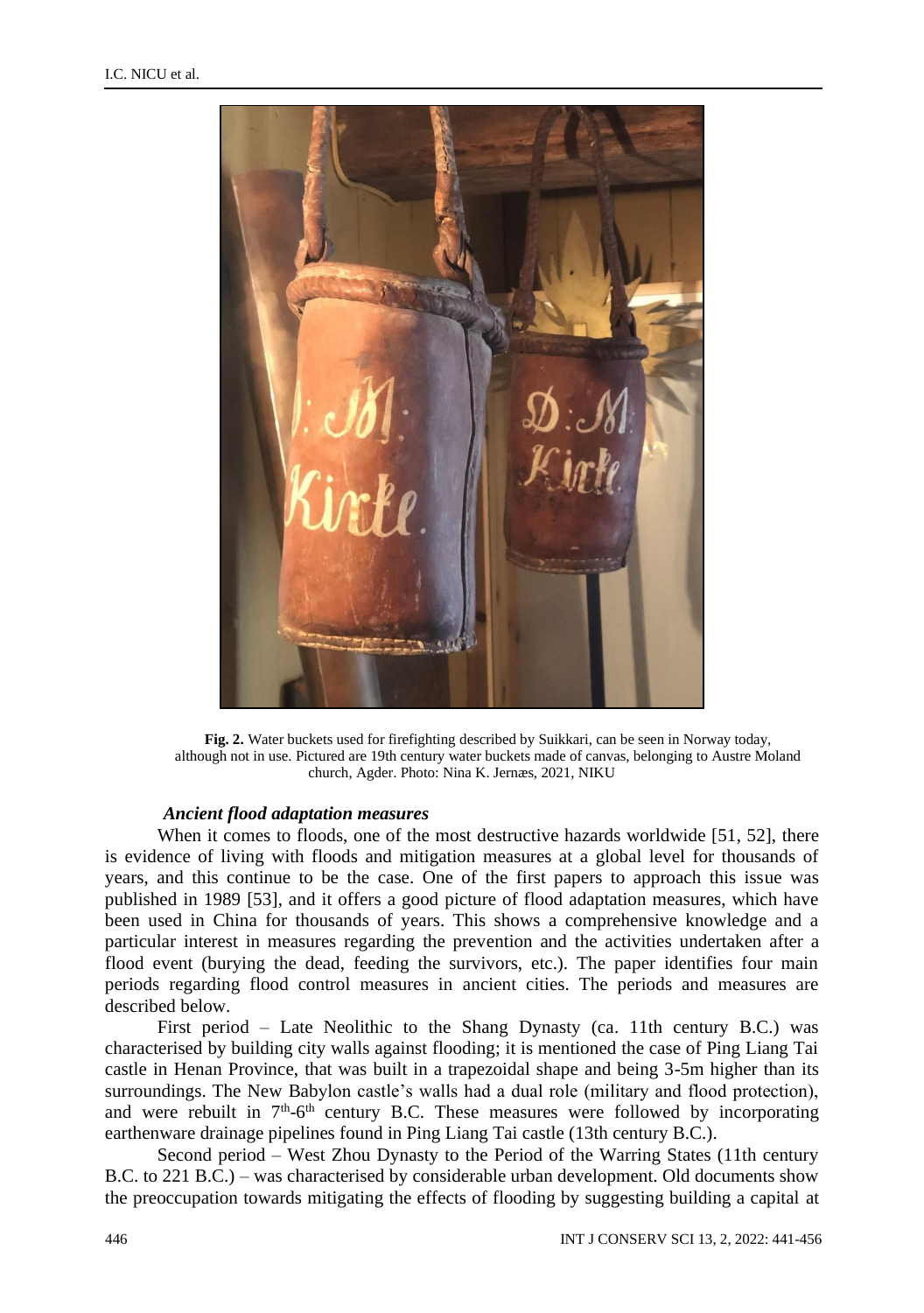**Fig. 2.** Water buckets used for firefighting described by Suikkari, can be seen in Norway today, although not in use. Pictured are 19th century water buckets made of canvas, belonging to Austre Moland church, Agder. Photo: Nina K. Jernæs, 2021, NIKU

### *Ancient flood adaptation measures*

When it comes to floods, one of the most destructive hazards worldwide [51, 52], there is evidence of living with floods and mitigation measures at a global level for thousands of years, and this continue to be the case. One of the first papers to approach this issue was published in 1989 [53], and it offers a good picture of flood adaptation measures, which have been used in China for thousands of years. This shows a comprehensive knowledge and a particular interest in measures regarding the prevention and the activities undertaken after a flood event (burying the dead, feeding the survivors, etc.). The paper identifies four main periods regarding flood control measures in ancient cities. The periods and measures are described below.

First period – Late Neolithic to the Shang Dynasty (ca. 11th century B.C.) was characterised by building city walls against flooding; it is mentioned the case of Ping Liang Tai castle in Henan Province, that was built in a trapezoidal shape and being 3-5m higher than its surroundings. The New Babylon castle's walls had a dual role (military and flood protection), and were rebuilt in 7th-6th century B.C. These measures were followed by incorporating earthenware drainage pipelines found in Ping Liang Tai castle (13th century B.C.).

Second period – West Zhou Dynasty to the Period of the Warring States (11th century B.C. to 221 B.C.) – was characterised by considerable urban development. Old documents show the preoccupation towards mitigating the effects of flooding by suggesting building a capital at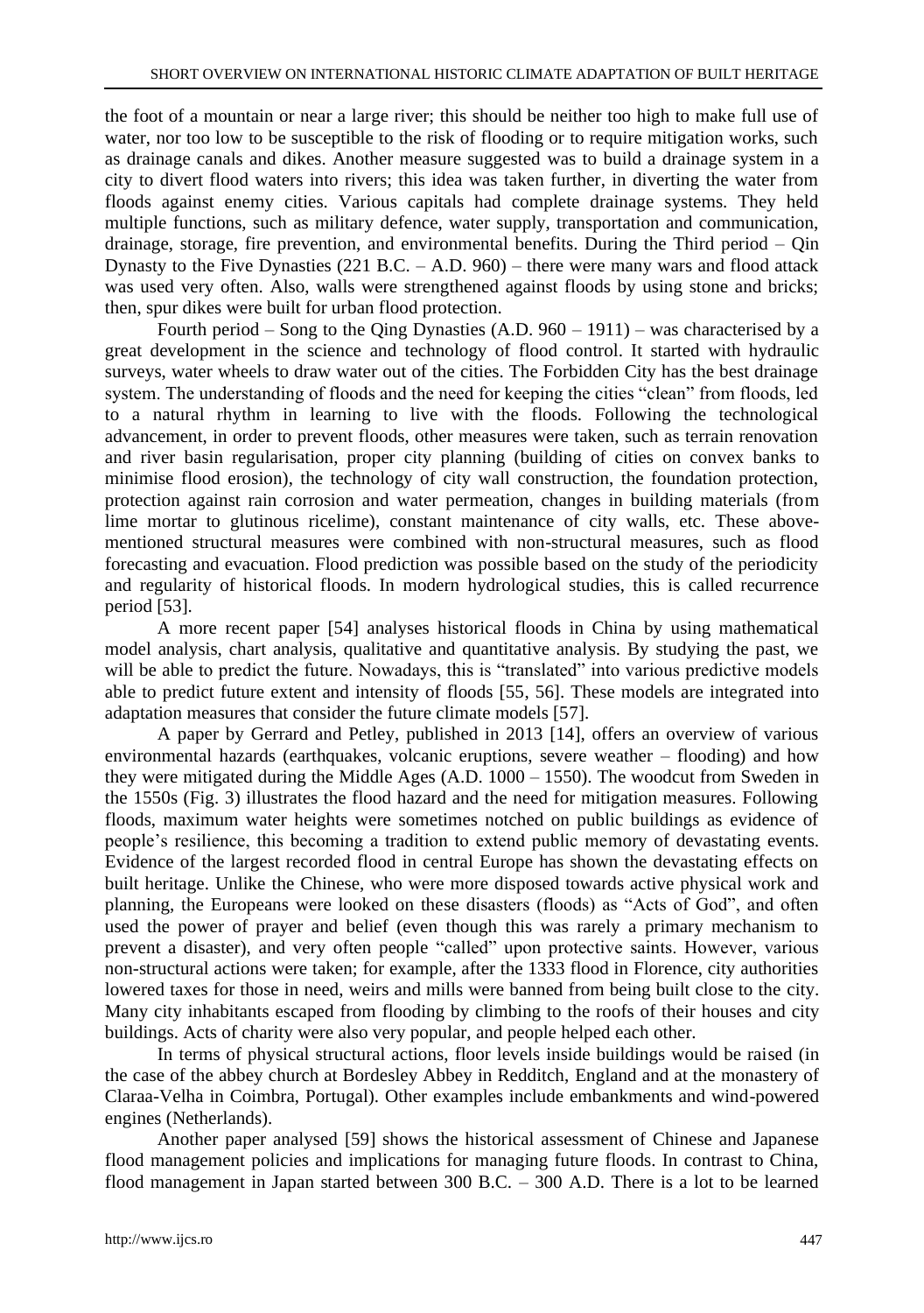the foot of a mountain or near a large river; this should be neither too high to make full use of water, nor too low to be susceptible to the risk of flooding or to require mitigation works, such as drainage canals and dikes. Another measure suggested was to build a drainage system in a city to divert flood waters into rivers; this idea was taken further, in diverting the water from floods against enemy cities. Various capitals had complete drainage systems. They held multiple functions, such as military defence, water supply, transportation and communication, drainage, storage, fire prevention, and environmental benefits. During the Third period – Qin Dynasty to the Five Dynasties (221 B.C. – A.D. 960) – there were many wars and flood attack was used very often. Also, walls were strengthened against floods by using stone and bricks; then, spur dikes were built for urban flood protection.

Fourth period – Song to the Qing Dynasties (A.D. 960 – 1911) – was characterised by a great development in the science and technology of flood control. It started with hydraulic surveys, water wheels to draw water out of the cities. The Forbidden City has the best drainage system. The understanding of floods and the need for keeping the cities "clean" from floods, led to a natural rhythm in learning to live with the floods. Following the technological advancement, in order to prevent floods, other measures were taken, such as terrain renovation and river basin regularisation, proper city planning (building of cities on convex banks to minimise flood erosion), the technology of city wall construction, the foundation protection, protection against rain corrosion and water permeation, changes in building materials (from lime mortar to glutinous ricelime), constant maintenance of city walls, etc. These above-mentioned structural measures were combined with non-structural measures, such as flood forecasting and evacuation. Flood prediction was possible based on the study of the periodicity and regularity of historical floods. In modern hydrological studies, this is called recurrence period [53].

A more recent paper [54] analyses historical floods in China by using mathematical model analysis, chart analysis, qualitative and quantitative analysis. By studying the past, we will be able to predict the future. Nowadays, this is "translated" into various predictive models able to predict future extent and intensity of floods [55, 56]. These models are integrated into adaptation measures that consider the future climate models [57].

A paper by Gerrard and Petley, published in 2013 [14], offers an overview of various environmental hazards (earthquakes, volcanic eruptions, severe weather – flooding) and how they were mitigated during the Middle Ages (A.D. 1000 – 1550). The woodcut from Sweden in the 1550s (Fig. 3) illustrates the flood hazard and the need for mitigation measures. Following floods, maximum water heights were sometimes notched on public buildings as evidence of people's resilience, this becoming a tradition to extend public memory of devastating events. Evidence of the largest recorded flood in central Europe has shown the devastating effects on built heritage. Unlike the Chinese, who were more disposed towards active physical work and planning, the Europeans were looked on these disasters (floods) as "Acts of God", and often used the power of prayer and belief (even though this was rarely a primary mechanism to prevent a disaster), and very often people "called" upon protective saints. However, various non-structural actions were taken; for example, after the 1333 flood in Florence, city authorities lowered taxes for those in need, weirs and mills were banned from being built close to the city. Many city inhabitants escaped from flooding by climbing to the roofs of their houses and city buildings. Acts of charity were also very popular, and people helped each other.

In terms of physical structural actions, floor levels inside buildings would be raised (in the case of the abbey church at Bordesley Abbey in Redditch, England and at the monastery of Claraa-Velha in Coimbra, Portugal). Other examples include embankments and wind-powered engines (Netherlands).

Another paper analysed [59] shows the historical assessment of Chinese and Japanese flood management policies and implications for managing future floods. In contrast to China, flood management in Japan started between 300 B.C. – 300 A.D. There is a lot to be learned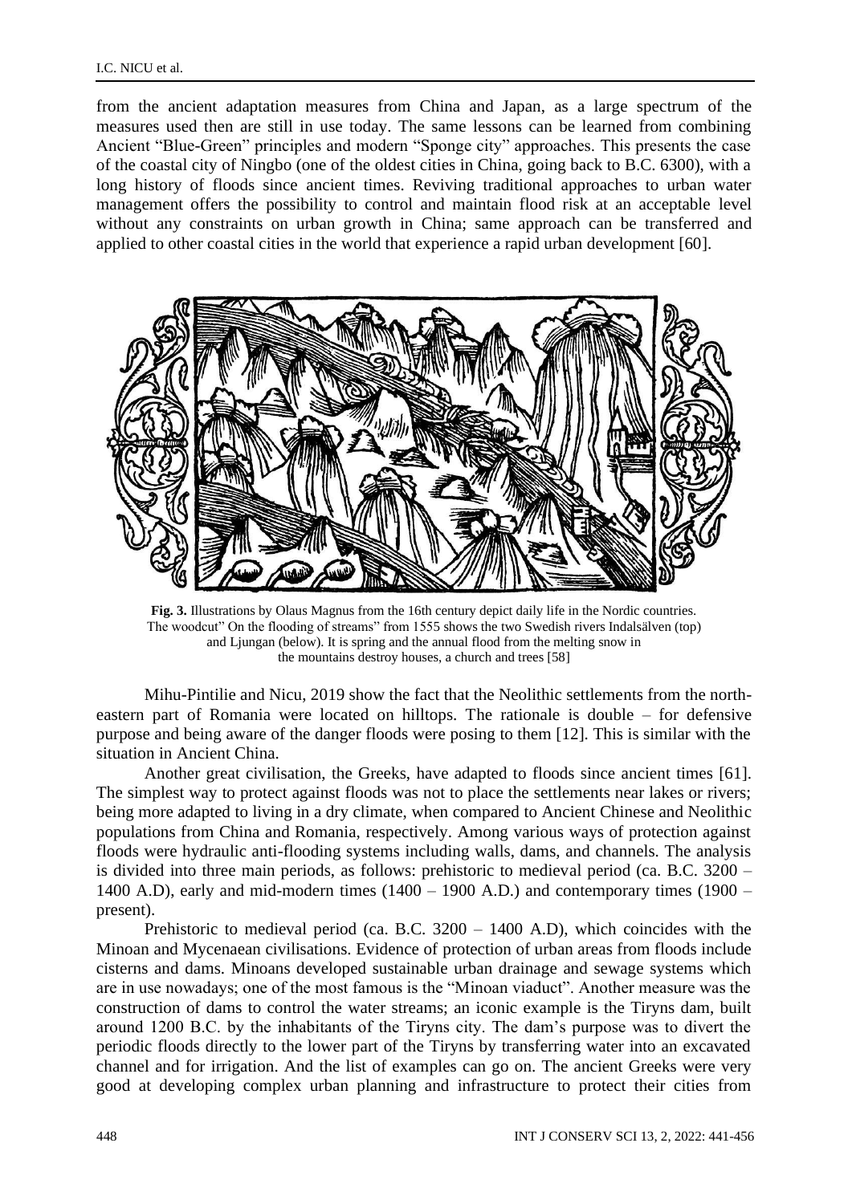from the ancient adaptation measures from China and Japan, as a large spectrum of the measures used then are still in use today. The same lessons can be learned from combining Ancient "Blue-Green" principles and modern "Sponge city" approaches. This presents the case of the coastal city of Ningbo (one of the oldest cities in China, going back to B.C. 6300), with a long history of floods since ancient times. Reviving traditional approaches to urban water management offers the possibility to control and maintain flood risk at an acceptable level without any constraints on urban growth in China; same approach can be transferred and applied to other coastal cities in the world that experience a rapid urban development [60].

**Fig. 3.** Illustrations by Olaus Magnus from the 16th century depict daily life in the Nordic countries. The woodcut" On the flooding of streams" from 1555 shows the two Swedish rivers Indalsälven (top) and Ljungan (below). It is spring and the annual flood from the melting snow in the mountains destroy houses, a church and trees [58]

Mihu-Pintilie and Nicu, 2019 show the fact that the Neolithic settlements from the north-eastern part of Romania were located on hilltops. The rationale is double – for defensive purpose and being aware of the danger floods were posing to them [12]. This is similar with the situation in Ancient China.

Another great civilisation, the Greeks, have adapted to floods since ancient times [61]. The simplest way to protect against floods was not to place the settlements near lakes or rivers; being more adapted to living in a dry climate, when compared to Ancient Chinese and Neolithic populations from China and Romania, respectively. Among various ways of protection against floods were hydraulic anti-flooding systems including walls, dams, and channels. The analysis is divided into three main periods, as follows: prehistoric to medieval period (ca. B.C. 3200 – 1400 A.D), early and mid-modern times (1400 – 1900 A.D.) and contemporary times (1900 – present).

Prehistoric to medieval period (ca. B.C. 3200 – 1400 A.D), which coincides with the Minoan and Mycenaean civilisations. Evidence of protection of urban areas from floods include cisterns and dams. Minoans developed sustainable urban drainage and sewage systems which are in use nowadays; one of the most famous is the "Minoan viaduct". Another measure was the construction of dams to control the water streams; an iconic example is the Tiryns dam, built around 1200 B.C. by the inhabitants of the Tiryns city. The dam's purpose was to divert the periodic floods directly to the lower part of the Tiryns by transferring water into an excavated channel and for irrigation. And the list of examples can go on. The ancient Greeks were very good at developing complex urban planning and infrastructure to protect their cities from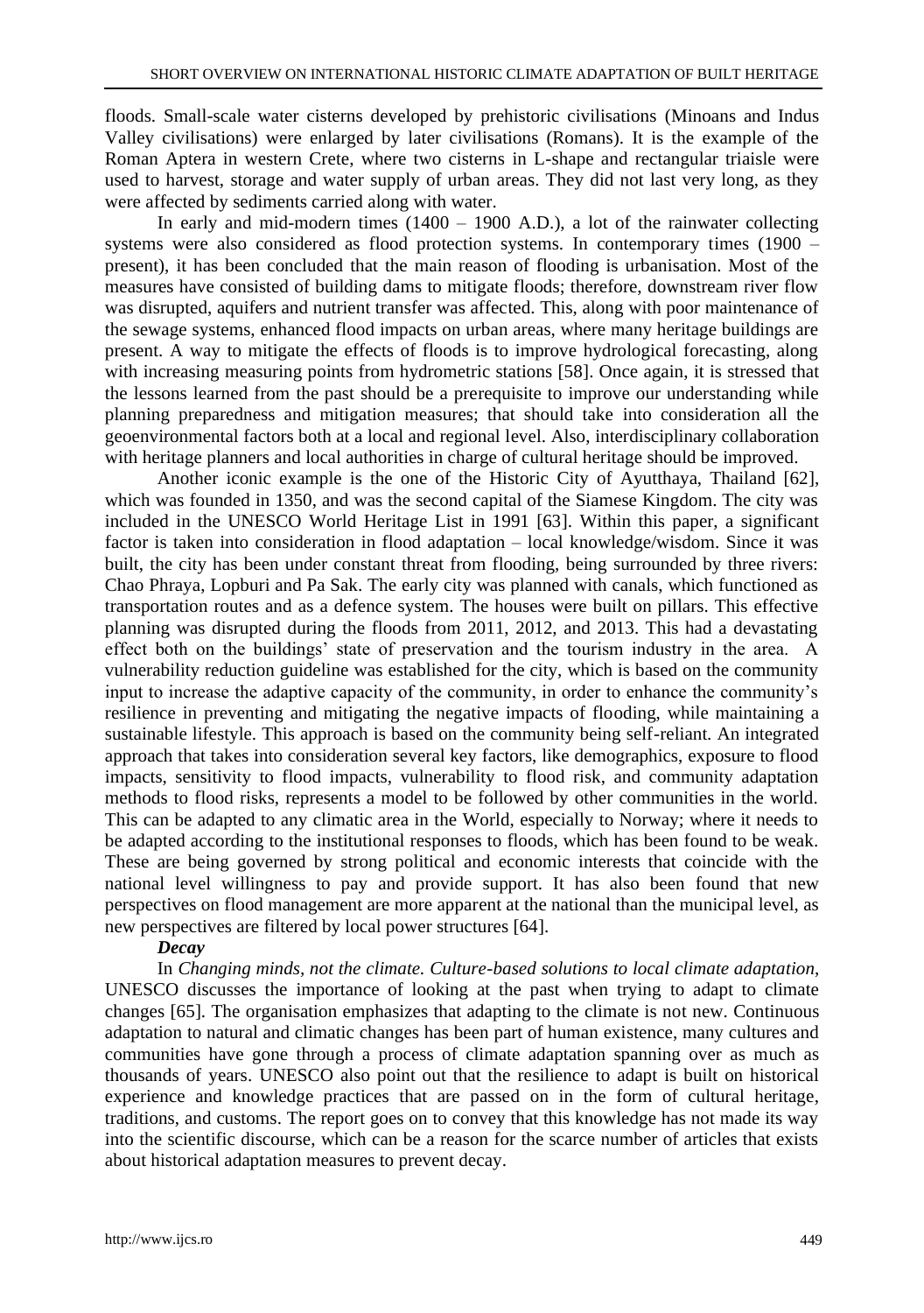floods. Small-scale water cisterns developed by prehistoric civilisations (Minoans and Indus Valley civilisations) were enlarged by later civilisations (Romans). It is the example of the Roman Aptera in western Crete, where two cisterns in L-shape and rectangular triaisle were used to harvest, storage and water supply of urban areas. They did not last very long, as they were affected by sediments carried along with water.

In early and mid-modern times (1400 – 1900 A.D.), a lot of the rainwater collecting systems were also considered as flood protection systems. In contemporary times (1900 – present), it has been concluded that the main reason of flooding is urbanisation. Most of the measures have consisted of building dams to mitigate floods; therefore, downstream river flow was disrupted, aquifers and nutrient transfer was affected. This, along with poor maintenance of the sewage systems, enhanced flood impacts on urban areas, where many heritage buildings are present. A way to mitigate the effects of floods is to improve hydrological forecasting, along with increasing measuring points from hydrometric stations [58]. Once again, it is stressed that the lessons learned from the past should be a prerequisite to improve our understanding while planning preparedness and mitigation measures; that should take into consideration all the geoenvironmental factors both at a local and regional level. Also, interdisciplinary collaboration with heritage planners and local authorities in charge of cultural heritage should be improved.

Another iconic example is the one of the Historic City of Ayutthaya, Thailand [62], which was founded in 1350, and was the second capital of the Siamese Kingdom. The city was included in the UNESCO World Heritage List in 1991 [63]. Within this paper, a significant factor is taken into consideration in flood adaptation – local knowledge/wisdom. Since it was built, the city has been under constant threat from flooding, being surrounded by three rivers: Chao Phraya, Lopburi and Pa Sak. The early city was planned with canals, which functioned as transportation routes and as a defence system. The houses were built on pillars. This effective planning was disrupted during the floods from 2011, 2012, and 2013. This had a devastating effect both on the buildings' state of preservation and the tourism industry in the area. A vulnerability reduction guideline was established for the city, which is based on the community input to increase the adaptive capacity of the community, in order to enhance the community's resilience in preventing and mitigating the negative impacts of flooding, while maintaining a sustainable lifestyle. This approach is based on the community being self-reliant. An integrated approach that takes into consideration several key factors, like demographics, exposure to flood impacts, sensitivity to flood impacts, vulnerability to flood risk, and community adaptation methods to flood risks, represents a model to be followed by other communities in the world. This can be adapted to any climatic area in the World, especially to Norway; where it needs to be adapted according to the institutional responses to floods, which has been found to be weak. These are being governed by strong political and economic interests that coincide with the national level willingness to pay and provide support. It has also been found that new perspectives on flood management are more apparent at the national than the municipal level, as new perspectives are filtered by local power structures [64].

***Decay***

In *Changing minds, not the climate. Culture-based solutions to local climate adaptation*, UNESCO discusses the importance of looking at the past when trying to adapt to climate changes [65]. The organisation emphasizes that adapting to the climate is not new. Continuous adaptation to natural and climatic changes has been part of human existence, many cultures and communities have gone through a process of climate adaptation spanning over as much as thousands of years. UNESCO also point out that the resilience to adapt is built on historical experience and knowledge practices that are passed on in the form of cultural heritage, traditions, and customs. The report goes on to convey that this knowledge has not made its way into the scientific discourse, which can be a reason for the scarce number of articles that exists about historical adaptation measures to prevent decay.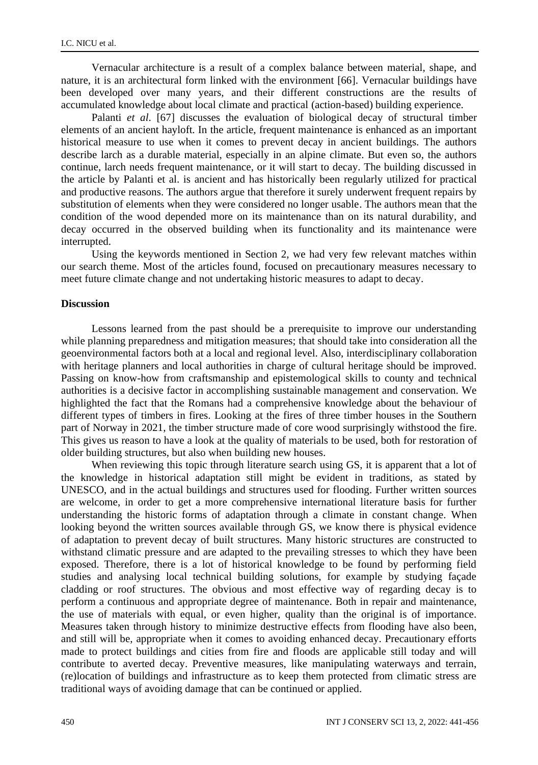Vernacular architecture is a result of a complex balance between material, shape, and nature, it is an architectural form linked with the environment [66]. Vernacular buildings have been developed over many years, and their different constructions are the results of accumulated knowledge about local climate and practical (action-based) building experience.

Palanti *et al.* [67] discusses the evaluation of biological decay of structural timber elements of an ancient hayloft. In the article, frequent maintenance is enhanced as an important historical measure to use when it comes to prevent decay in ancient buildings. The authors describe larch as a durable material, especially in an alpine climate. But even so, the authors continue, larch needs frequent maintenance, or it will start to decay. The building discussed in the article by Palanti et al. is ancient and has historically been regularly utilized for practical and productive reasons. The authors argue that therefore it surely underwent frequent repairs by substitution of elements when they were considered no longer usable. The authors mean that the condition of the wood depended more on its maintenance than on its natural durability, and decay occurred in the observed building when its functionality and its maintenance were interrupted.

Using the keywords mentioned in Section 2, we had very few relevant matches within our search theme. Most of the articles found, focused on precautionary measures necessary to meet future climate change and not undertaking historic measures to adapt to decay.

## Discussion

Lessons learned from the past should be a prerequisite to improve our understanding while planning preparedness and mitigation measures; that should take into consideration all the geoenvironmental factors both at a local and regional level. Also, interdisciplinary collaboration with heritage planners and local authorities in charge of cultural heritage should be improved. Passing on know-how from craftsmanship and epistemological skills to county and technical authorities is a decisive factor in accomplishing sustainable management and conservation. We highlighted the fact that the Romans had a comprehensive knowledge about the behaviour of different types of timbers in fires. Looking at the fires of three timber houses in the Southern part of Norway in 2021, the timber structure made of core wood surprisingly withstood the fire. This gives us reason to have a look at the quality of materials to be used, both for restoration of older building structures, but also when building new houses.

When reviewing this topic through literature search using GS, it is apparent that a lot of the knowledge in historical adaptation still might be evident in traditions, as stated by UNESCO, and in the actual buildings and structures used for flooding. Further written sources are welcome, in order to get a more comprehensive international literature basis for further understanding the historic forms of adaptation through a climate in constant change. When looking beyond the written sources available through GS, we know there is physical evidence of adaptation to prevent decay of built structures. Many historic structures are constructed to withstand climatic pressure and are adapted to the prevailing stresses to which they have been exposed. Therefore, there is a lot of historical knowledge to be found by performing field studies and analysing local technical building solutions, for example by studying façade cladding or roof structures. The obvious and most effective way of regarding decay is to perform a continuous and appropriate degree of maintenance. Both in repair and maintenance, the use of materials with equal, or even higher, quality than the original is of importance. Measures taken through history to minimize destructive effects from flooding have also been, and still will be, appropriate when it comes to avoiding enhanced decay. Precautionary efforts made to protect buildings and cities from fire and floods are applicable still today and will contribute to averted decay. Preventive measures, like manipulating waterways and terrain, (re)location of buildings and infrastructure as to keep them protected from climatic stress are traditional ways of avoiding damage that can be continued or applied.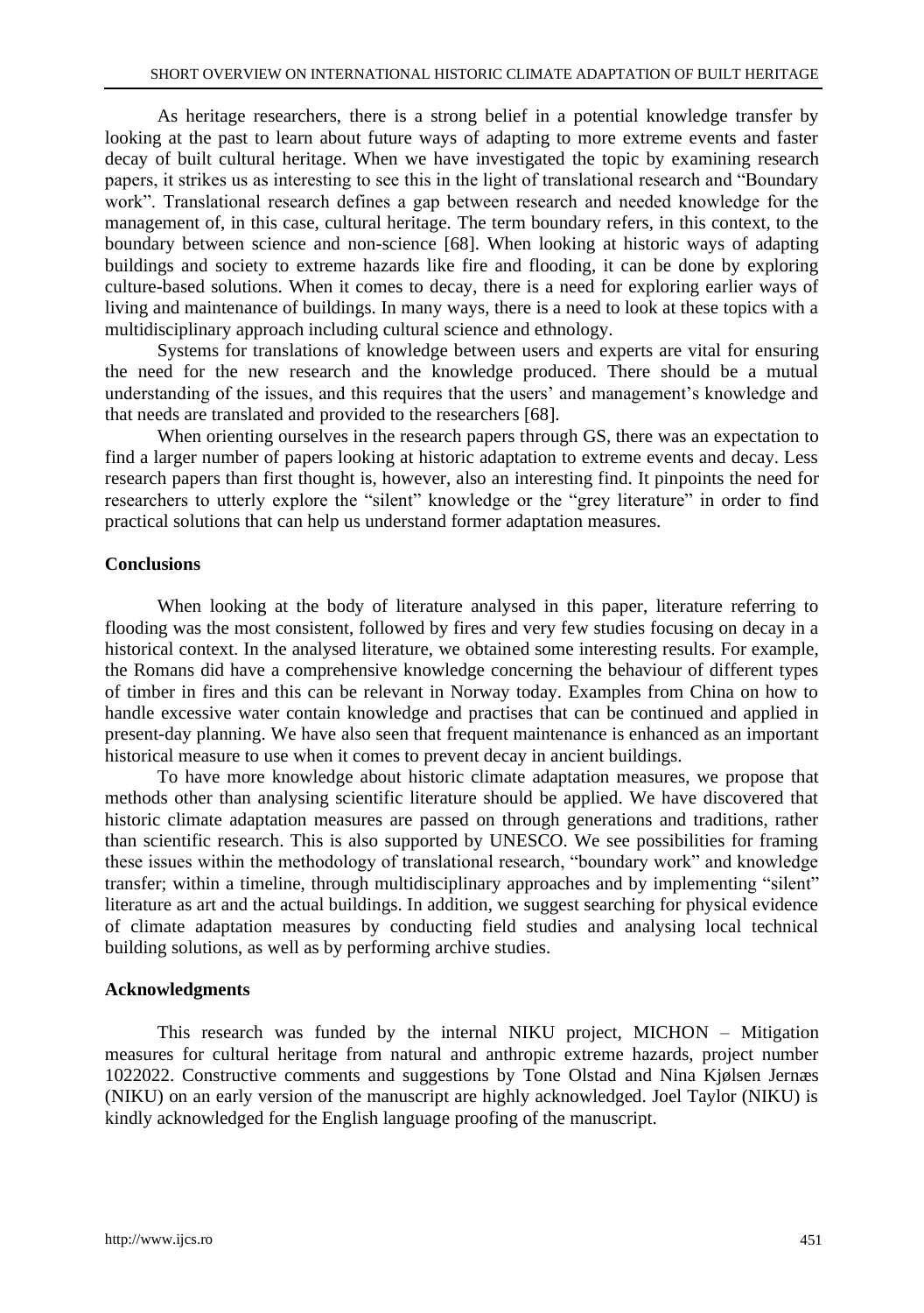As heritage researchers, there is a strong belief in a potential knowledge transfer by looking at the past to learn about future ways of adapting to more extreme events and faster decay of built cultural heritage. When we have investigated the topic by examining research papers, it strikes us as interesting to see this in the light of translational research and "Boundary work". Translational research defines a gap between research and needed knowledge for the management of, in this case, cultural heritage. The term boundary refers, in this context, to the boundary between science and non-science [68]. When looking at historic ways of adapting buildings and society to extreme hazards like fire and flooding, it can be done by exploring culture-based solutions. When it comes to decay, there is a need for exploring earlier ways of living and maintenance of buildings. In many ways, there is a need to look at these topics with a multidisciplinary approach including cultural science and ethnology.

Systems for translations of knowledge between users and experts are vital for ensuring the need for the new research and the knowledge produced. There should be a mutual understanding of the issues, and this requires that the users' and management's knowledge and that needs are translated and provided to the researchers [68].

When orienting ourselves in the research papers through GS, there was an expectation to find a larger number of papers looking at historic adaptation to extreme events and decay. Less research papers than first thought is, however, also an interesting find. It pinpoints the need for researchers to utterly explore the "silent" knowledge or the "grey literature" in order to find practical solutions that can help us understand former adaptation measures.

## Conclusions

When looking at the body of literature analysed in this paper, literature referring to flooding was the most consistent, followed by fires and very few studies focusing on decay in a historical context. In the analysed literature, we obtained some interesting results. For example, the Romans did have a comprehensive knowledge concerning the behaviour of different types of timber in fires and this can be relevant in Norway today. Examples from China on how to handle excessive water contain knowledge and practises that can be continued and applied in present-day planning. We have also seen that frequent maintenance is enhanced as an important historical measure to use when it comes to prevent decay in ancient buildings.

To have more knowledge about historic climate adaptation measures, we propose that methods other than analysing scientific literature should be applied. We have discovered that historic climate adaptation measures are passed on through generations and traditions, rather than scientific research. This is also supported by UNESCO. We see possibilities for framing these issues within the methodology of translational research, "boundary work" and knowledge transfer; within a timeline, through multidisciplinary approaches and by implementing "silent" literature as art and the actual buildings. In addition, we suggest searching for physical evidence of climate adaptation measures by conducting field studies and analysing local technical building solutions, as well as by performing archive studies.

## Acknowledgments

This research was funded by the internal NIKU project, MICHON – Mitigation measures for cultural heritage from natural and anthropic extreme hazards, project number 1022022. Constructive comments and suggestions by Tone Olstad and Nina Kjølsen Jernæs (NIKU) on an early version of the manuscript are highly acknowledged. Joel Taylor (NIKU) is kindly acknowledged for the English language proofing of the manuscript.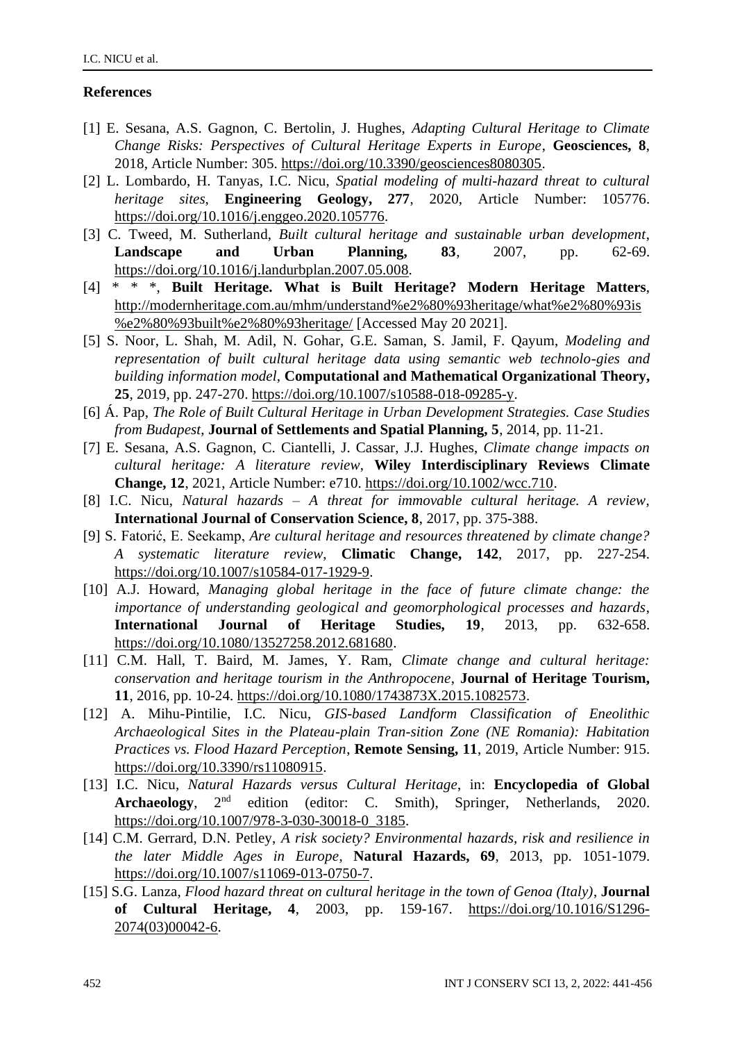## References

[1] E. Sesana, A.S. Gagnon, C. Bertolin, J. Hughes, *Adapting Cultural Heritage to Climate Change Risks: Perspectives of Cultural Heritage Experts in Europe*, **Geosciences, 8**, 2018, Article Number: 305. https://doi.org/10.3390/geosciences8080305.

[2] L. Lombardo, H. Tanyas, I.C. Nicu, *Spatial modeling of multi-hazard threat to cultural heritage sites*, **Engineering Geology, 277**, 2020, Article Number: 105776. https://doi.org/10.1016/j.enggeo.2020.105776.

[3] C. Tweed, M. Sutherland, *Built cultural heritage and sustainable urban development*, **Landscape and Urban Planning, 83**, 2007, pp. 62-69. https://doi.org/10.1016/j.landurbplan.2007.05.008.

[4] * * *, **Built Heritage. What is Built Heritage? Modern Heritage Matters**, http://modernheritage.com.au/mhm/understand%e2%80%93heritage/what%e2%80%93is%e2%80%93built%e2%80%93heritage/ [Accessed May 20 2021].

[5] S. Noor, L. Shah, M. Adil, N. Gohar, G.E. Saman, S. Jamil, F. Qayum, *Modeling and representation of built cultural heritage data using semantic web technolo-gies and building information model*, **Computational and Mathematical Organizational Theory, 25**, 2019, pp. 247-270. https://doi.org/10.1007/s10588-018-09285-y.

[6] Á. Pap, *The Role of Built Cultural Heritage in Urban Development Strategies. Case Studies from Budapest*, **Journal of Settlements and Spatial Planning, 5**, 2014, pp. 11-21.

[7] E. Sesana, A.S. Gagnon, C. Ciantelli, J. Cassar, J.J. Hughes, *Climate change impacts on cultural heritage: A literature review*, **Wiley Interdisciplinary Reviews Climate Change, 12**, 2021, Article Number: e710. https://doi.org/10.1002/wcc.710.

[8] I.C. Nicu, *Natural hazards – A threat for immovable cultural heritage. A review*, **International Journal of Conservation Science, 8**, 2017, pp. 375-388.

[9] S. Fatorić, E. Seekamp, *Are cultural heritage and resources threatened by climate change? A systematic literature review*, **Climatic Change, 142**, 2017, pp. 227-254. https://doi.org/10.1007/s10584-017-1929-9.

[10] A.J. Howard, *Managing global heritage in the face of future climate change: the importance of understanding geological and geomorphological processes and hazards*, **International Journal of Heritage Studies, 19**, 2013, pp. 632-658. https://doi.org/10.1080/13527258.2012.681680.

[11] C.M. Hall, T. Baird, M. James, Y. Ram, *Climate change and cultural heritage: conservation and heritage tourism in the Anthropocene*, **Journal of Heritage Tourism, 11**, 2016, pp. 10-24. https://doi.org/10.1080/1743873X.2015.1082573.

[12] A. Mihu-Pintilie, I.C. Nicu, *GIS-based Landform Classification of Eneolithic Archaeological Sites in the Plateau-plain Tran-sition Zone (NE Romania): Habitation Practices vs. Flood Hazard Perception*, **Remote Sensing, 11**, 2019, Article Number: 915. https://doi.org/10.3390/rs11080915.

[13] I.C. Nicu, *Natural Hazards versus Cultural Heritage*, in: **Encyclopedia of Global Archaeology**, 2nd edition (editor: C. Smith), Springer, Netherlands, 2020. https://doi.org/10.1007/978-3-030-30018-0_3185.

[14] C.M. Gerrard, D.N. Petley, *A risk society? Environmental hazards, risk and resilience in the later Middle Ages in Europe*, **Natural Hazards, 69**, 2013, pp. 1051-1079. https://doi.org/10.1007/s11069-013-0750-7.

[15] S.G. Lanza, *Flood hazard threat on cultural heritage in the town of Genoa (Italy)*, **Journal of Cultural Heritage, 4**, 2003, pp. 159-167. https://doi.org/10.1016/S1296-2074(03)00042-6.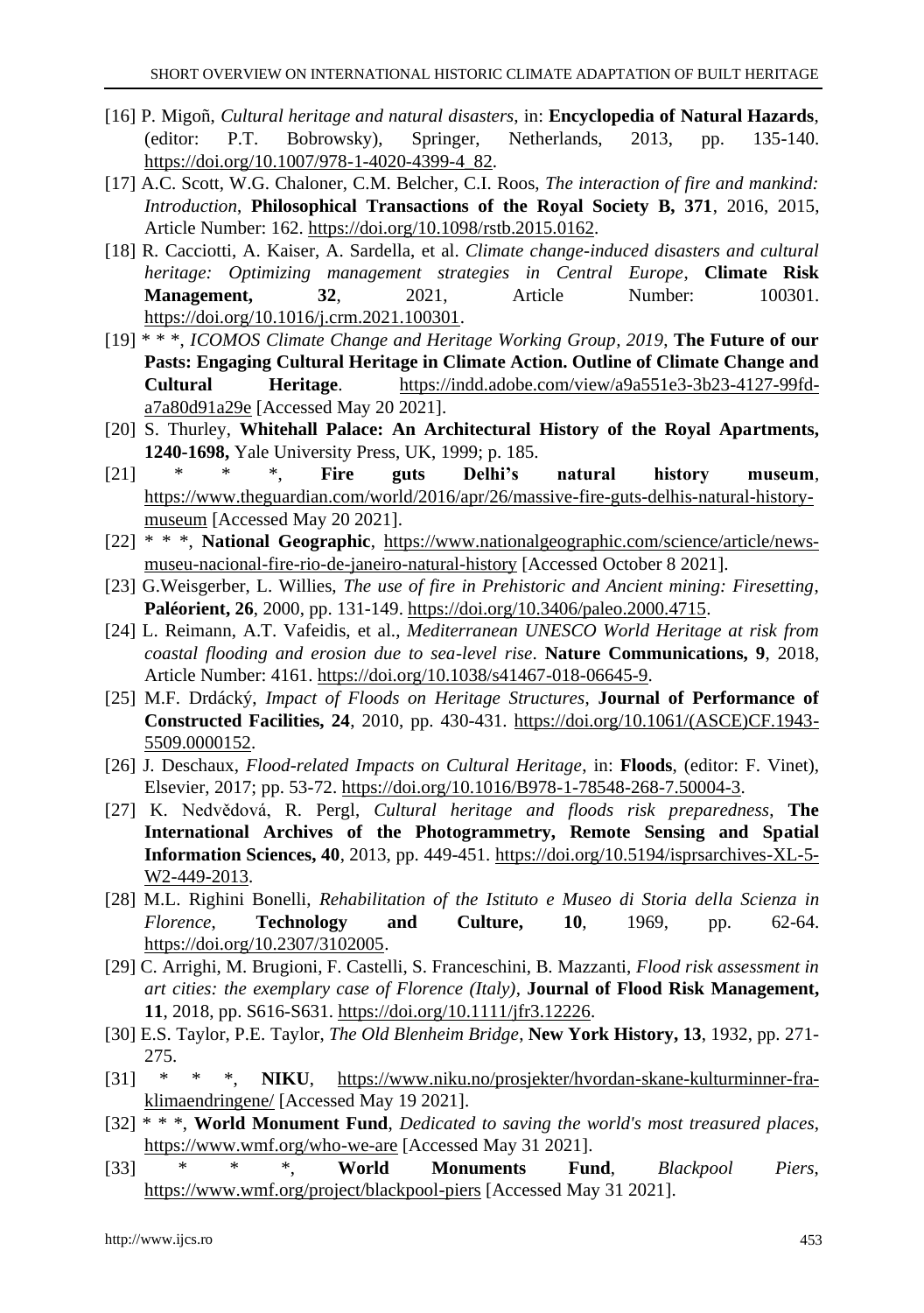[16] P. Migoñ, *Cultural heritage and natural disasters*, in: **Encyclopedia of Natural Hazards**, (editor: P.T. Bobrowsky), Springer, Netherlands, 2013, pp. 135-140. https://doi.org/10.1007/978-1-4020-4399-4_82.

[17] A.C. Scott, W.G. Chaloner, C.M. Belcher, C.I. Roos, *The interaction of fire and mankind: Introduction*, **Philosophical Transactions of the Royal Society B, 371**, 2016, 2015, Article Number: 162. https://doi.org/10.1098/rstb.2015.0162.

[18] R. Cacciotti, A. Kaiser, A. Sardella, et al. *Climate change-induced disasters and cultural heritage: Optimizing management strategies in Central Europe*, **Climate Risk Management, 32**, 2021, Article Number: 100301. https://doi.org/10.1016/j.crm.2021.100301.

[19] * * *, *ICOMOS Climate Change and Heritage Working Group, 2019*, **The Future of our Pasts: Engaging Cultural Heritage in Climate Action. Outline of Climate Change and Cultural Heritage**. https://indd.adobe.com/view/a9a551e3-3b23-4127-99fd-a7a80d91a29e [Accessed May 20 2021].

[20] S. Thurley, **Whitehall Palace: An Architectural History of the Royal Apartments, 1240-1698,** Yale University Press, UK, 1999; p. 185.

[21] * * *, **Fire guts Delhi's natural history museum**, https://www.theguardian.com/world/2016/apr/26/massive-fire-guts-delhis-natural-history-museum [Accessed May 20 2021].

[22] * * *, **National Geographic**, https://www.nationalgeographic.com/science/article/news-museu-nacional-fire-rio-de-janeiro-natural-history [Accessed October 8 2021].

[23] G.Weisgerber, L. Willies, *The use of fire in Prehistoric and Ancient mining: Firesetting*, **Paléorient, 26**, 2000, pp. 131-149. https://doi.org/10.3406/paleo.2000.4715.

[24] L. Reimann, A.T. Vafeidis, et al., *Mediterranean UNESCO World Heritage at risk from coastal flooding and erosion due to sea-level rise*. **Nature Communications, 9**, 2018, Article Number: 4161. https://doi.org/10.1038/s41467-018-06645-9.

[25] M.F. Drdácký, *Impact of Floods on Heritage Structures*, **Journal of Performance of Constructed Facilities, 24**, 2010, pp. 430-431. https://doi.org/10.1061/(ASCE)CF.1943-5509.0000152.

[26] J. Deschaux, *Flood-related Impacts on Cultural Heritage*, in: **Floods**, (editor: F. Vinet), Elsevier, 2017; pp. 53-72. https://doi.org/10.1016/B978-1-78548-268-7.50004-3.

[27] K. Nedvědová, R. Pergl, *Cultural heritage and floods risk preparedness*, **The International Archives of the Photogrammetry, Remote Sensing and Spatial Information Sciences, 40**, 2013, pp. 449-451. https://doi.org/10.5194/isprsarchives-XL-5-W2-449-2013.

[28] M.L. Righini Bonelli, *Rehabilitation of the Istituto e Museo di Storia della Scienza in Florence*, **Technology and Culture, 10**, 1969, pp. 62-64. https://doi.org/10.2307/3102005.

[29] C. Arrighi, M. Brugioni, F. Castelli, S. Franceschini, B. Mazzanti, *Flood risk assessment in art cities: the exemplary case of Florence (Italy)*, **Journal of Flood Risk Management, 11**, 2018, pp. S616-S631. https://doi.org/10.1111/jfr3.12226.

[30] E.S. Taylor, P.E. Taylor, *The Old Blenheim Bridge*, **New York History, 13**, 1932, pp. 271-275.

[31] * * *, **NIKU**, https://www.niku.no/prosjekter/hvordan-skane-kulturminner-fra-klimaendringene/ [Accessed May 19 2021].

[32] * * *, **World Monument Fund**, *Dedicated to saving the world's most treasured places*, https://www.wmf.org/who-we-are [Accessed May 31 2021].

[33] * * *, **World Monuments Fund**, *Blackpool Piers*, https://www.wmf.org/project/blackpool-piers [Accessed May 31 2021].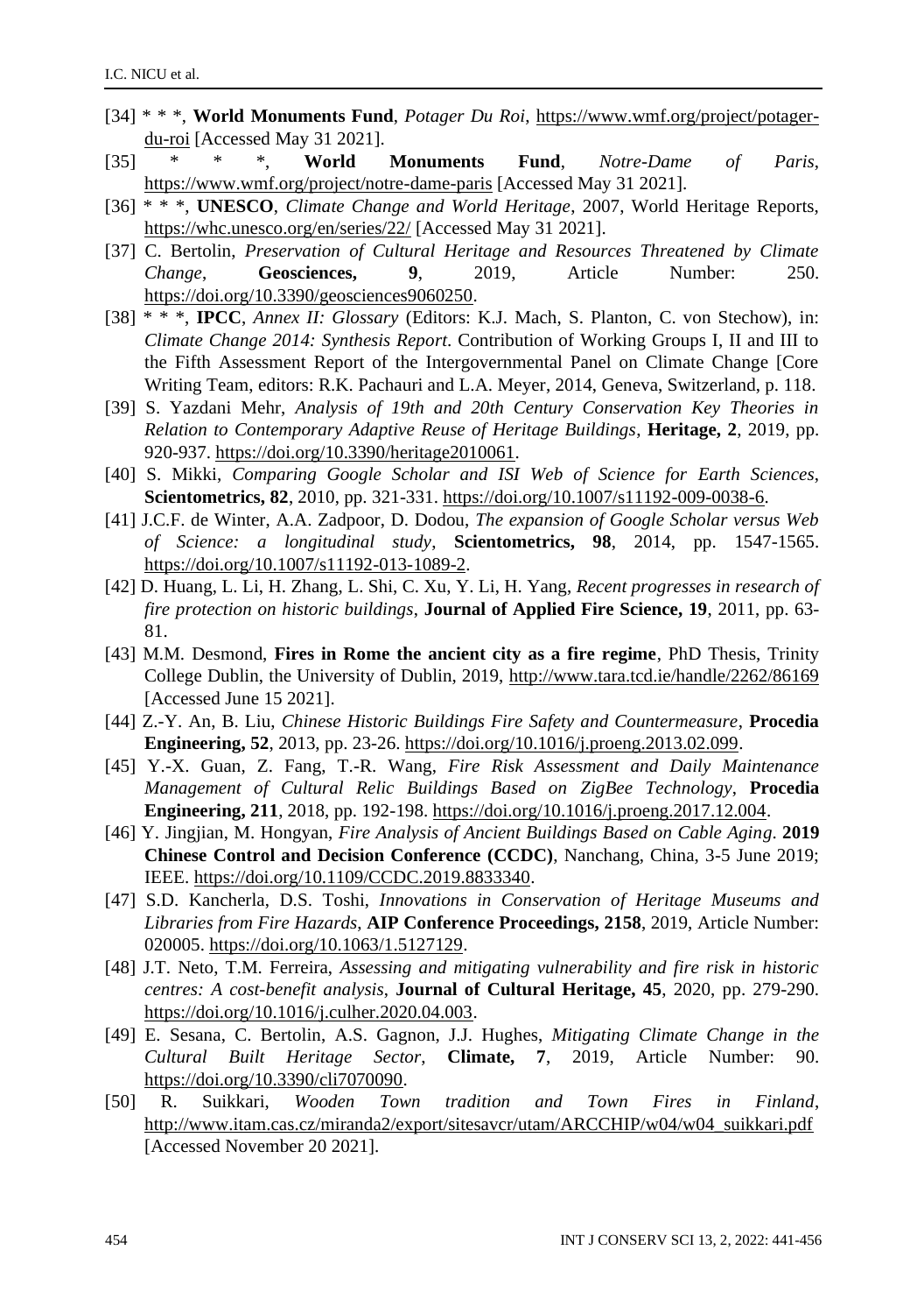[34] * * *, **World Monuments Fund**, *Potager Du Roi*, https://www.wmf.org/project/potager-du-roi [Accessed May 31 2021].

[35] * * *, **World Monuments Fund**, *Notre-Dame of Paris*, https://www.wmf.org/project/notre-dame-paris [Accessed May 31 2021].

[36] * * *, **UNESCO**, *Climate Change and World Heritage*, 2007, World Heritage Reports, https://whc.unesco.org/en/series/22/ [Accessed May 31 2021].

[37] C. Bertolin, *Preservation of Cultural Heritage and Resources Threatened by Climate Change*, **Geosciences, 9**, 2019, Article Number: 250. https://doi.org/10.3390/geosciences9060250.

[38] * * *, **IPCC**, *Annex II: Glossary* (Editors: K.J. Mach, S. Planton, C. von Stechow), in: *Climate Change 2014: Synthesis Report*. Contribution of Working Groups I, II and III to the Fifth Assessment Report of the Intergovernmental Panel on Climate Change [Core Writing Team, editors: R.K. Pachauri and L.A. Meyer, 2014, Geneva, Switzerland, p. 118.

[39] S. Yazdani Mehr, *Analysis of 19th and 20th Century Conservation Key Theories in Relation to Contemporary Adaptive Reuse of Heritage Buildings*, **Heritage, 2**, 2019, pp. 920-937. https://doi.org/10.3390/heritage2010061.

[40] S. Mikki, *Comparing Google Scholar and ISI Web of Science for Earth Sciences*, **Scientometrics, 82**, 2010, pp. 321-331. https://doi.org/10.1007/s11192-009-0038-6.

[41] J.C.F. de Winter, A.A. Zadpoor, D. Dodou, *The expansion of Google Scholar versus Web of Science: a longitudinal study*, **Scientometrics, 98**, 2014, pp. 1547-1565. https://doi.org/10.1007/s11192-013-1089-2.

[42] D. Huang, L. Li, H. Zhang, L. Shi, C. Xu, Y. Li, H. Yang, *Recent progresses in research of fire protection on historic buildings*, **Journal of Applied Fire Science, 19**, 2011, pp. 63-81.

[43] M.M. Desmond, **Fires in Rome the ancient city as a fire regime**, PhD Thesis, Trinity College Dublin, the University of Dublin, 2019, http://www.tara.tcd.ie/handle/2262/86169 [Accessed June 15 2021].

[44] Z.-Y. An, B. Liu, *Chinese Historic Buildings Fire Safety and Countermeasure*, **Procedia Engineering, 52**, 2013, pp. 23-26. https://doi.org/10.1016/j.proeng.2013.02.099.

[45] Y.-X. Guan, Z. Fang, T.-R. Wang, *Fire Risk Assessment and Daily Maintenance Management of Cultural Relic Buildings Based on ZigBee Technology*, **Procedia Engineering, 211**, 2018, pp. 192-198. https://doi.org/10.1016/j.proeng.2017.12.004.

[46] Y. Jingjian, M. Hongyan, *Fire Analysis of Ancient Buildings Based on Cable Aging*. **2019 Chinese Control and Decision Conference (CCDC)**, Nanchang, China, 3-5 June 2019; IEEE. https://doi.org/10.1109/CCDC.2019.8833340.

[47] S.D. Kancherla, D.S. Toshi, *Innovations in Conservation of Heritage Museums and Libraries from Fire Hazards*, **AIP Conference Proceedings, 2158**, 2019, Article Number: 020005. https://doi.org/10.1063/1.5127129.

[48] J.T. Neto, T.M. Ferreira, *Assessing and mitigating vulnerability and fire risk in historic centres: A cost-benefit analysis*, **Journal of Cultural Heritage, 45**, 2020, pp. 279-290. https://doi.org/10.1016/j.culher.2020.04.003.

[49] E. Sesana, C. Bertolin, A.S. Gagnon, J.J. Hughes, *Mitigating Climate Change in the Cultural Built Heritage Sector*, **Climate, 7**, 2019, Article Number: 90. https://doi.org/10.3390/cli7070090.

[50] R. Suikkari, *Wooden Town tradition and Town Fires in Finland*, http://www.itam.cas.cz/miranda2/export/sitesavcr/utam/ARCCHIP/w04/w04_suikkari.pdf [Accessed November 20 2021].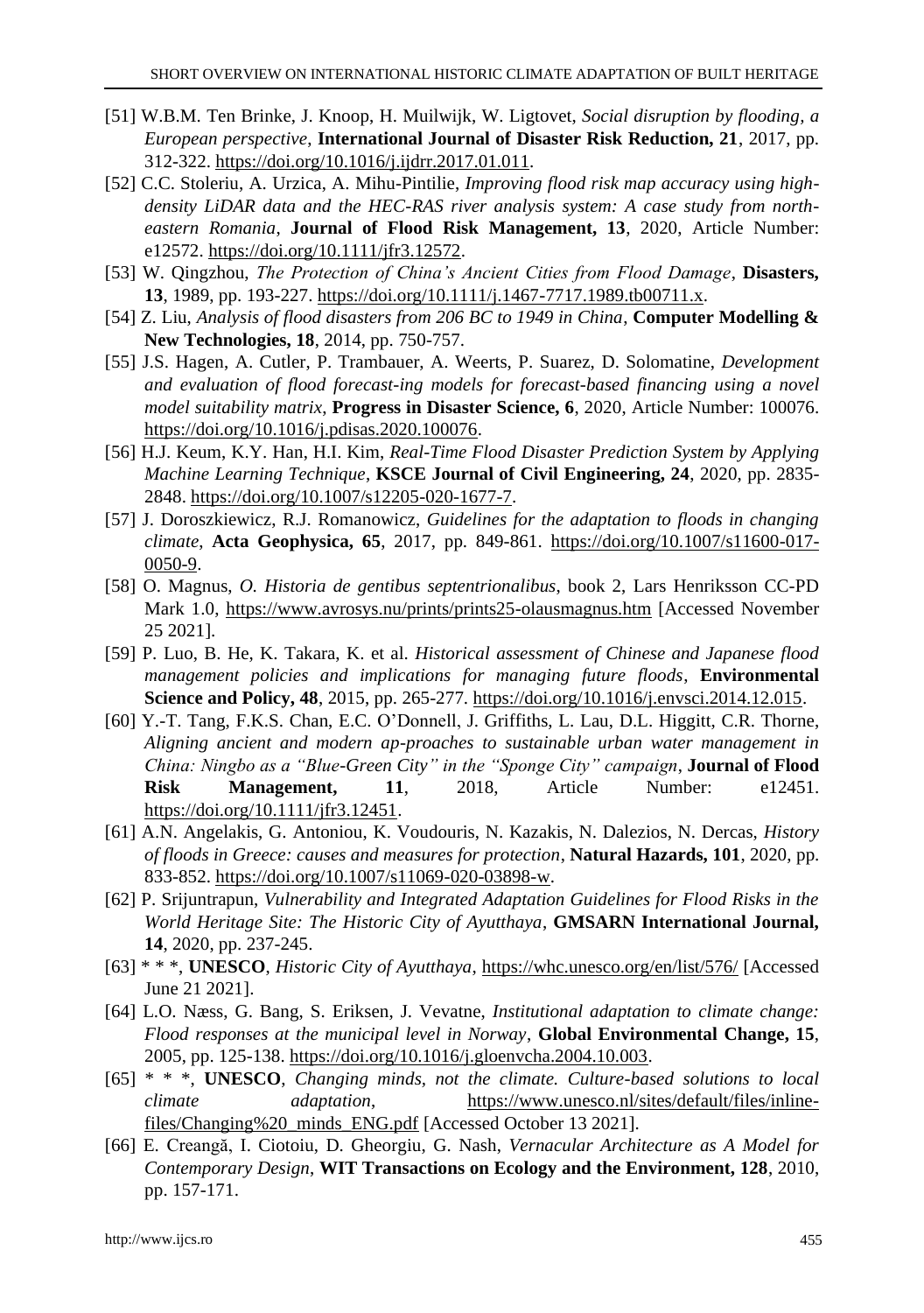[51] W.B.M. Ten Brinke, J. Knoop, H. Muilwijk, W. Ligtovet, *Social disruption by flooding, a European perspective*, **International Journal of Disaster Risk Reduction, 21**, 2017, pp. 312-322. https://doi.org/10.1016/j.ijdrr.2017.01.011.

[52] C.C. Stoleriu, A. Urzica, A. Mihu-Pintilie, *Improving flood risk map accuracy using high-density LiDAR data and the HEC-RAS river analysis system: A case study from north-eastern Romania*, **Journal of Flood Risk Management, 13**, 2020, Article Number: e12572. https://doi.org/10.1111/jfr3.12572.

[53] W. Qingzhou, *The Protection of China's Ancient Cities from Flood Damage*, **Disasters, 13**, 1989, pp. 193-227. https://doi.org/10.1111/j.1467-7717.1989.tb00711.x.

[54] Z. Liu, *Analysis of flood disasters from 206 BC to 1949 in China*, **Computer Modelling & New Technologies, 18**, 2014, pp. 750-757.

[55] J.S. Hagen, A. Cutler, P. Trambauer, A. Weerts, P. Suarez, D. Solomatine, *Development and evaluation of flood forecast-ing models for forecast-based financing using a novel model suitability matrix*, **Progress in Disaster Science, 6**, 2020, Article Number: 100076. https://doi.org/10.1016/j.pdisas.2020.100076.

[56] H.J. Keum, K.Y. Han, H.I. Kim, *Real-Time Flood Disaster Prediction System by Applying Machine Learning Technique*, **KSCE Journal of Civil Engineering, 24**, 2020, pp. 2835-2848. https://doi.org/10.1007/s12205-020-1677-7.

[57] J. Doroszkiewicz, R.J. Romanowicz, *Guidelines for the adaptation to floods in changing climate*, **Acta Geophysica, 65**, 2017, pp. 849-861. https://doi.org/10.1007/s11600-017-0050-9.

[58] O. Magnus, *O. Historia de gentibus septentrionalibus*, book 2, Lars Henriksson CC-PD Mark 1.0, https://www.avrosys.nu/prints/prints25-olausmagnus.htm [Accessed November 25 2021].

[59] P. Luo, B. He, K. Takara, K. et al. *Historical assessment of Chinese and Japanese flood management policies and implications for managing future floods*, **Environmental Science and Policy, 48**, 2015, pp. 265-277. https://doi.org/10.1016/j.envsci.2014.12.015.

[60] Y.-T. Tang, F.K.S. Chan, E.C. O'Donnell, J. Griffiths, L. Lau, D.L. Higgitt, C.R. Thorne, *Aligning ancient and modern ap-proaches to sustainable urban water management in China: Ningbo as a "Blue-Green City" in the "Sponge City" campaign*, **Journal of Flood Risk Management, 11**, 2018, Article Number: e12451. https://doi.org/10.1111/jfr3.12451.

[61] A.N. Angelakis, G. Antoniou, K. Voudouris, N. Kazakis, N. Dalezios, N. Dercas, *History of floods in Greece: causes and measures for protection*, **Natural Hazards, 101**, 2020, pp. 833-852. https://doi.org/10.1007/s11069-020-03898-w.

[62] P. Srijuntrapun, *Vulnerability and Integrated Adaptation Guidelines for Flood Risks in the World Heritage Site: The Historic City of Ayutthaya*, **GMSARN International Journal, 14**, 2020, pp. 237-245.

[63] * * *, **UNESCO**, *Historic City of Ayutthaya*, https://whc.unesco.org/en/list/576/ [Accessed June 21 2021].

[64] L.O. Næss, G. Bang, S. Eriksen, J. Vevatne, *Institutional adaptation to climate change: Flood responses at the municipal level in Norway*, **Global Environmental Change, 15**, 2005, pp. 125-138. https://doi.org/10.1016/j.gloenvcha.2004.10.003.

[65] * * *, **UNESCO**, *Changing minds, not the climate. Culture-based solutions to local climate adaptation*, https://www.unesco.nl/sites/default/files/inline-files/Changing%20_minds_ENG.pdf [Accessed October 13 2021].

[66] E. Creangă, I. Ciotoiu, D. Gheorgiu, G. Nash, *Vernacular Architecture as A Model for Contemporary Design*, **WIT Transactions on Ecology and the Environment, 128**, 2010, pp. 157-171.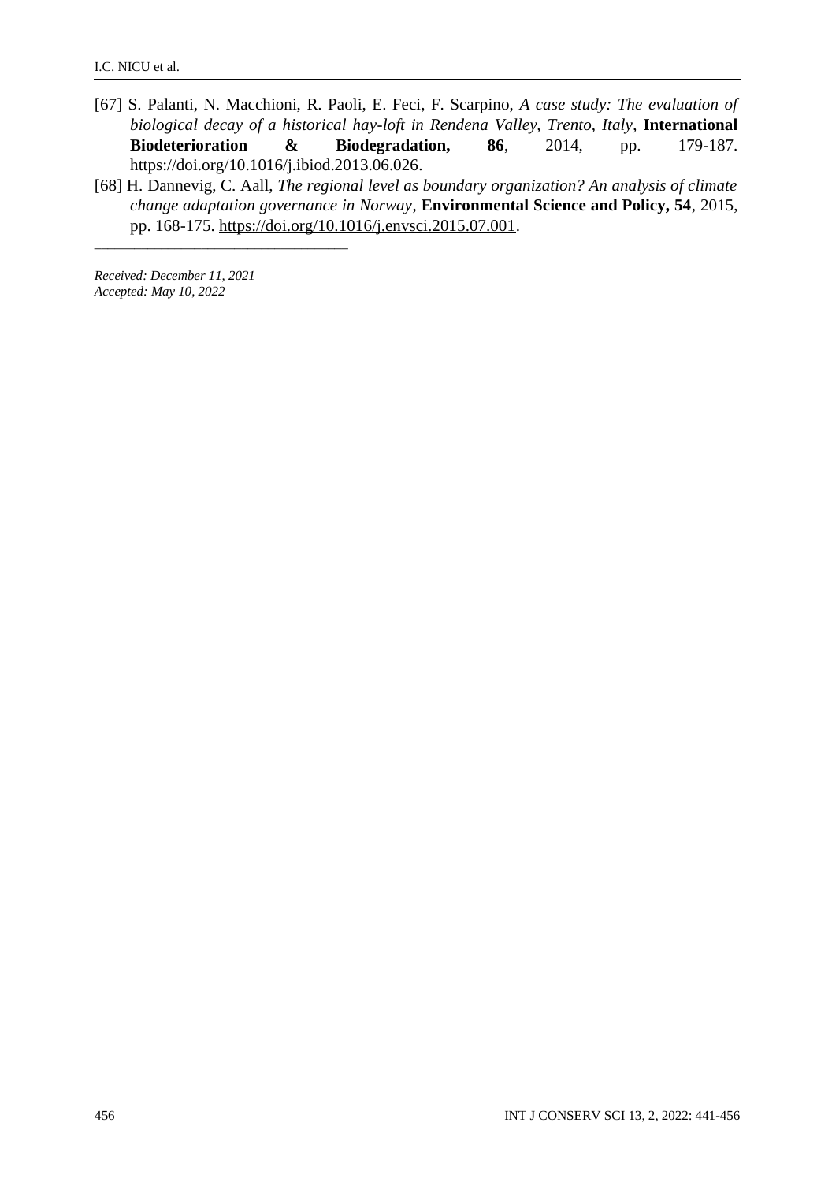[67] S. Palanti, N. Macchioni, R. Paoli, E. Feci, F. Scarpino, *A case study: The evaluation of biological decay of a historical hay-loft in Rendena Valley, Trento, Italy*, **International Biodeterioration & Biodegradation, 86**, 2014, pp. 179-187. https://doi.org/10.1016/j.ibiod.2013.06.026.

[68] H. Dannevig, C. Aall, *The regional level as boundary organization? An analysis of climate change adaptation governance in Norway*, **Environmental Science and Policy, 54**, 2015, pp. 168-175. https://doi.org/10.1016/j.envsci.2015.07.001.

---

*Received: December 11, 2021*
*Accepted: May 10, 2022*